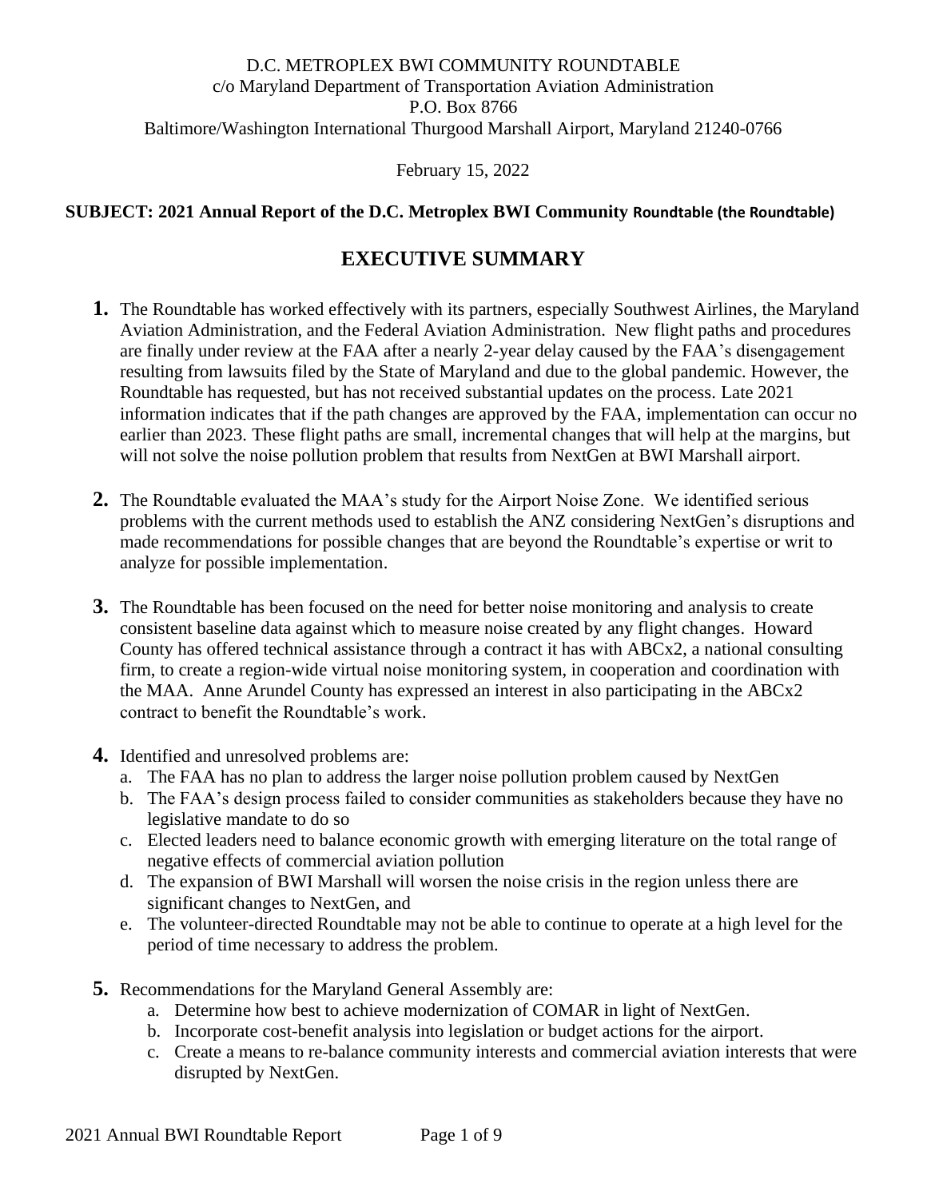D.C. METROPLEX BWI COMMUNITY ROUNDTABLE
c/o Maryland Department of Transportation Aviation Administration
P.O. Box 8766
Baltimore/Washington International Thurgood Marshall Airport, Maryland 21240-0766

February 15, 2022

**SUBJECT: 2021 Annual Report of the D.C. Metroplex BWI Community Roundtable (the Roundtable)**

# EXECUTIVE SUMMARY

**1.** The Roundtable has worked effectively with its partners, especially Southwest Airlines, the Maryland Aviation Administration, and the Federal Aviation Administration. New flight paths and procedures are finally under review at the FAA after a nearly 2-year delay caused by the FAA's disengagement resulting from lawsuits filed by the State of Maryland and due to the global pandemic. However, the Roundtable has requested, but has not received substantial updates on the process. Late 2021 information indicates that if the path changes are approved by the FAA, implementation can occur no earlier than 2023. These flight paths are small, incremental changes that will help at the margins, but will not solve the noise pollution problem that results from NextGen at BWI Marshall airport.

**2.** The Roundtable evaluated the MAA's study for the Airport Noise Zone. We identified serious problems with the current methods used to establish the ANZ considering NextGen's disruptions and made recommendations for possible changes that are beyond the Roundtable's expertise or writ to analyze for possible implementation.

**3.** The Roundtable has been focused on the need for better noise monitoring and analysis to create consistent baseline data against which to measure noise created by any flight changes. Howard County has offered technical assistance through a contract it has with ABCx2, a national consulting firm, to create a region-wide virtual noise monitoring system, in cooperation and coordination with the MAA. Anne Arundel County has expressed an interest in also participating in the ABCx2 contract to benefit the Roundtable's work.

**4.** Identified and unresolved problems are:
   a. The FAA has no plan to address the larger noise pollution problem caused by NextGen
   b. The FAA's design process failed to consider communities as stakeholders because they have no legislative mandate to do so
   c. Elected leaders need to balance economic growth with emerging literature on the total range of negative effects of commercial aviation pollution
   d. The expansion of BWI Marshall will worsen the noise crisis in the region unless there are significant changes to NextGen, and
   e. The volunteer-directed Roundtable may not be able to continue to operate at a high level for the period of time necessary to address the problem.

**5.** Recommendations for the Maryland General Assembly are:
   a. Determine how best to achieve modernization of COMAR in light of NextGen.
   b. Incorporate cost-benefit analysis into legislation or budget actions for the airport.
   c. Create a means to re-balance community interests and commercial aviation interests that were disrupted by NextGen.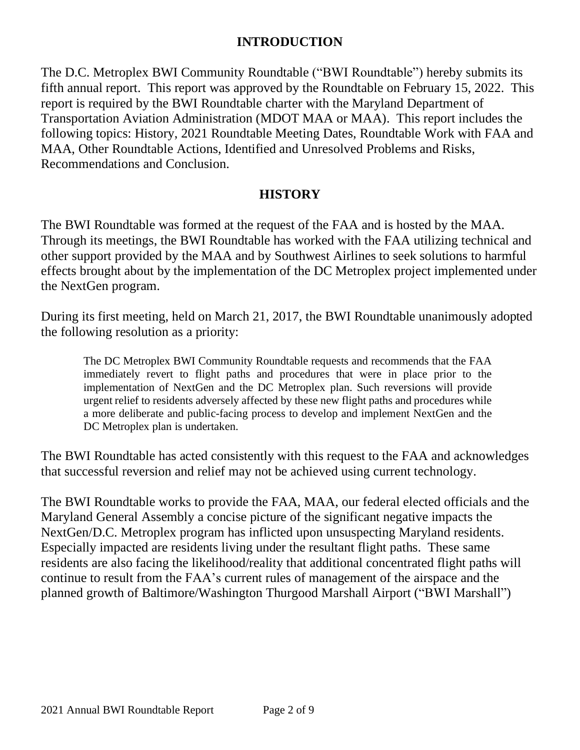## INTRODUCTION

The D.C. Metroplex BWI Community Roundtable ("BWI Roundtable") hereby submits its fifth annual report. This report was approved by the Roundtable on February 15, 2022. This report is required by the BWI Roundtable charter with the Maryland Department of Transportation Aviation Administration (MDOT MAA or MAA). This report includes the following topics: History, 2021 Roundtable Meeting Dates, Roundtable Work with FAA and MAA, Other Roundtable Actions, Identified and Unresolved Problems and Risks, Recommendations and Conclusion.

## HISTORY

The BWI Roundtable was formed at the request of the FAA and is hosted by the MAA. Through its meetings, the BWI Roundtable has worked with the FAA utilizing technical and other support provided by the MAA and by Southwest Airlines to seek solutions to harmful effects brought about by the implementation of the DC Metroplex project implemented under the NextGen program.

During its first meeting, held on March 21, 2017, the BWI Roundtable unanimously adopted the following resolution as a priority:

> The DC Metroplex BWI Community Roundtable requests and recommends that the FAA immediately revert to flight paths and procedures that were in place prior to the implementation of NextGen and the DC Metroplex plan. Such reversions will provide urgent relief to residents adversely affected by these new flight paths and procedures while a more deliberate and public-facing process to develop and implement NextGen and the DC Metroplex plan is undertaken.

The BWI Roundtable has acted consistently with this request to the FAA and acknowledges that successful reversion and relief may not be achieved using current technology.

The BWI Roundtable works to provide the FAA, MAA, our federal elected officials and the Maryland General Assembly a concise picture of the significant negative impacts the NextGen/D.C. Metroplex program has inflicted upon unsuspecting Maryland residents. Especially impacted are residents living under the resultant flight paths. These same residents are also facing the likelihood/reality that additional concentrated flight paths will continue to result from the FAA's current rules of management of the airspace and the planned growth of Baltimore/Washington Thurgood Marshall Airport ("BWI Marshall")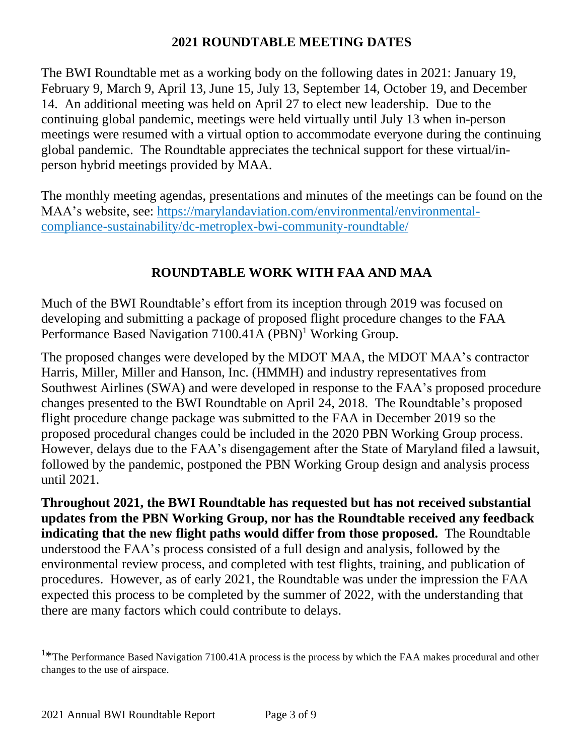## 2021 ROUNDTABLE MEETING DATES

The BWI Roundtable met as a working body on the following dates in 2021: January 19, February 9, March 9, April 13, June 15, July 13, September 14, October 19, and December 14. An additional meeting was held on April 27 to elect new leadership. Due to the continuing global pandemic, meetings were held virtually until July 13 when in-person meetings were resumed with a virtual option to accommodate everyone during the continuing global pandemic. The Roundtable appreciates the technical support for these virtual/in-person hybrid meetings provided by MAA.

The monthly meeting agendas, presentations and minutes of the meetings can be found on the MAA's website, see: https://marylandaviation.com/environmental/environmental-compliance-sustainability/dc-metroplex-bwi-community-roundtable/

## ROUNDTABLE WORK WITH FAA AND MAA

Much of the BWI Roundtable's effort from its inception through 2019 was focused on developing and submitting a package of proposed flight procedure changes to the FAA Performance Based Navigation 7100.41A (PBN)[1] Working Group.

The proposed changes were developed by the MDOT MAA, the MDOT MAA's contractor Harris, Miller, Miller and Hanson, Inc. (HMMH) and industry representatives from Southwest Airlines (SWA) and were developed in response to the FAA's proposed procedure changes presented to the BWI Roundtable on April 24, 2018. The Roundtable's proposed flight procedure change package was submitted to the FAA in December 2019 so the proposed procedural changes could be included in the 2020 PBN Working Group process. However, delays due to the FAA's disengagement after the State of Maryland filed a lawsuit, followed by the pandemic, postponed the PBN Working Group design and analysis process until 2021.

**Throughout 2021, the BWI Roundtable has requested but has not received substantial updates from the PBN Working Group, nor has the Roundtable received any feedback indicating that the new flight paths would differ from those proposed.** The Roundtable understood the FAA's process consisted of a full design and analysis, followed by the environmental review process, and completed with test flights, training, and publication of procedures. However, as of early 2021, the Roundtable was under the impression the FAA expected this process to be completed by the summer of 2022, with the understanding that there are many factors which could contribute to delays.

[1]*The Performance Based Navigation 7100.41A process is the process by which the FAA makes procedural and other changes to the use of airspace.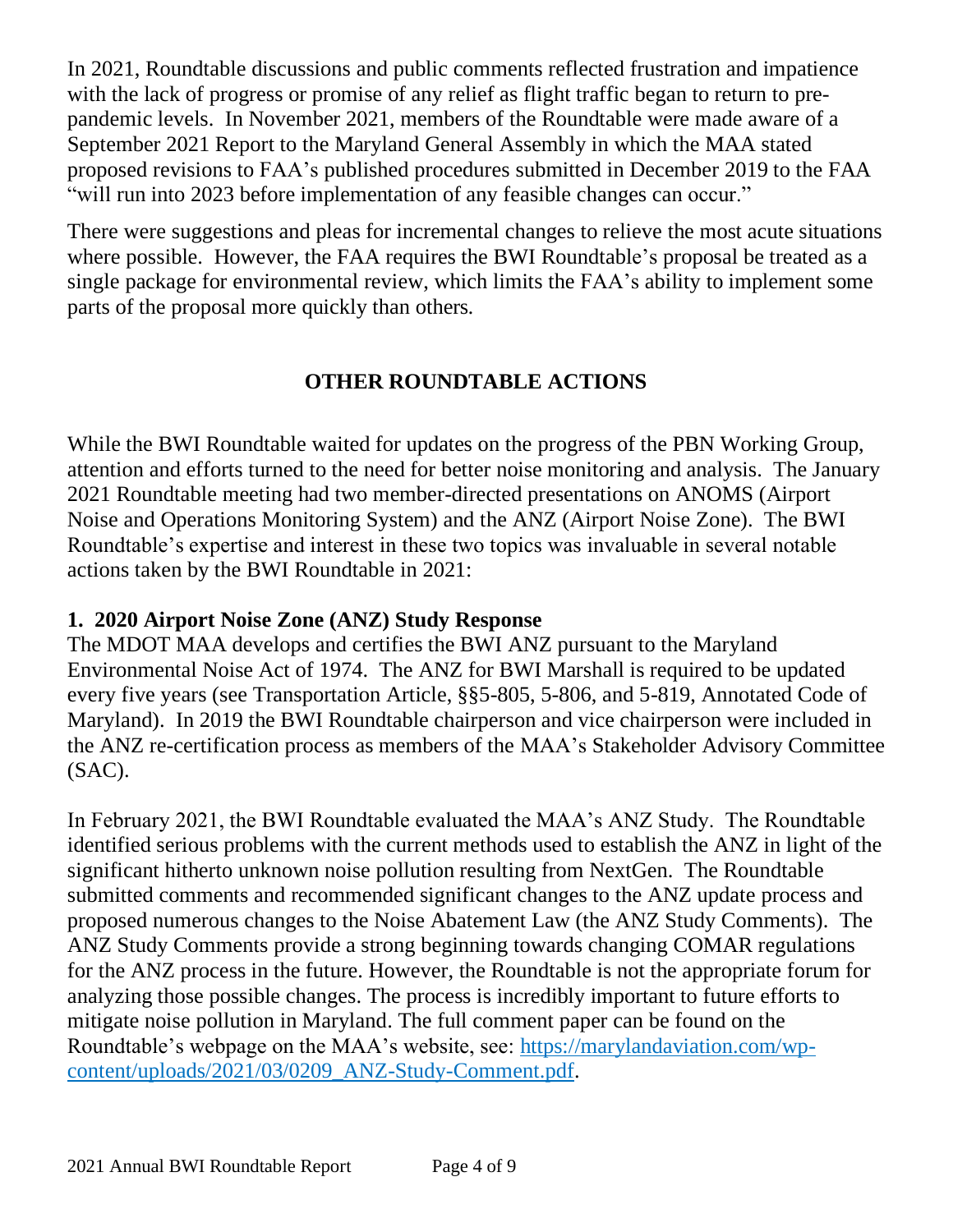In 2021, Roundtable discussions and public comments reflected frustration and impatience with the lack of progress or promise of any relief as flight traffic began to return to pre-pandemic levels. In November 2021, members of the Roundtable were made aware of a September 2021 Report to the Maryland General Assembly in which the MAA stated proposed revisions to FAA's published procedures submitted in December 2019 to the FAA "will run into 2023 before implementation of any feasible changes can occur."

There were suggestions and pleas for incremental changes to relieve the most acute situations where possible. However, the FAA requires the BWI Roundtable's proposal be treated as a single package for environmental review, which limits the FAA's ability to implement some parts of the proposal more quickly than others.

## OTHER ROUNDTABLE ACTIONS

While the BWI Roundtable waited for updates on the progress of the PBN Working Group, attention and efforts turned to the need for better noise monitoring and analysis. The January 2021 Roundtable meeting had two member-directed presentations on ANOMS (Airport Noise and Operations Monitoring System) and the ANZ (Airport Noise Zone). The BWI Roundtable's expertise and interest in these two topics was invaluable in several notable actions taken by the BWI Roundtable in 2021:

### 1. 2020 Airport Noise Zone (ANZ) Study Response

The MDOT MAA develops and certifies the BWI ANZ pursuant to the Maryland Environmental Noise Act of 1974. The ANZ for BWI Marshall is required to be updated every five years (see Transportation Article, §§5-805, 5-806, and 5-819, Annotated Code of Maryland). In 2019 the BWI Roundtable chairperson and vice chairperson were included in the ANZ re-certification process as members of the MAA's Stakeholder Advisory Committee (SAC).

In February 2021, the BWI Roundtable evaluated the MAA's ANZ Study. The Roundtable identified serious problems with the current methods used to establish the ANZ in light of the significant hitherto unknown noise pollution resulting from NextGen. The Roundtable submitted comments and recommended significant changes to the ANZ update process and proposed numerous changes to the Noise Abatement Law (the ANZ Study Comments). The ANZ Study Comments provide a strong beginning towards changing COMAR regulations for the ANZ process in the future. However, the Roundtable is not the appropriate forum for analyzing those possible changes. The process is incredibly important to future efforts to mitigate noise pollution in Maryland. The full comment paper can be found on the Roundtable's webpage on the MAA's website, see: [https://marylandaviation.com/wp-content/uploads/2021/03/0209_ANZ-Study-Comment.pdf](https://marylandaviation.com/wp-content/uploads/2021/03/0209_ANZ-Study-Comment.pdf).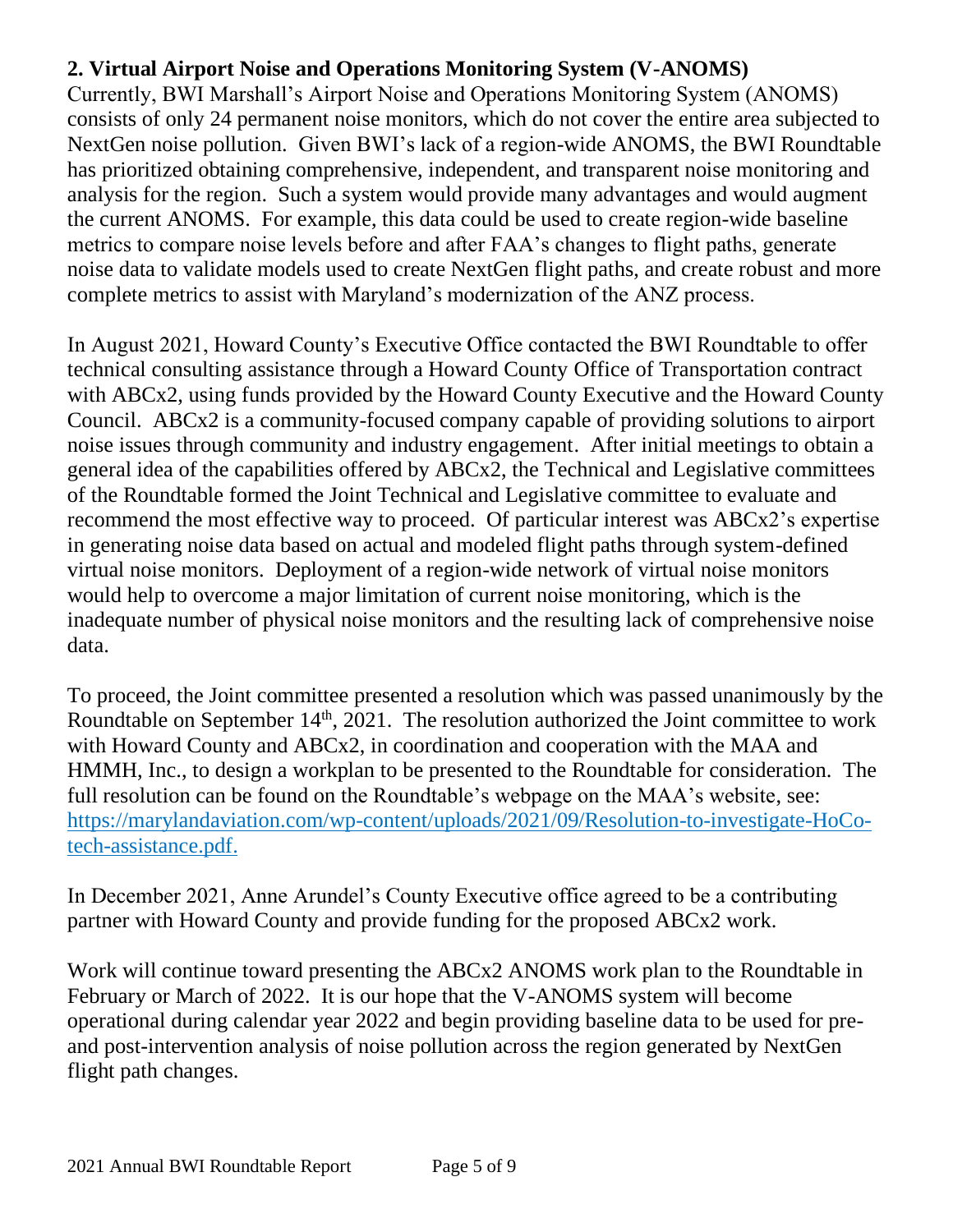## 2. Virtual Airport Noise and Operations Monitoring System (V-ANOMS)

Currently, BWI Marshall's Airport Noise and Operations Monitoring System (ANOMS) consists of only 24 permanent noise monitors, which do not cover the entire area subjected to NextGen noise pollution. Given BWI's lack of a region-wide ANOMS, the BWI Roundtable has prioritized obtaining comprehensive, independent, and transparent noise monitoring and analysis for the region. Such a system would provide many advantages and would augment the current ANOMS. For example, this data could be used to create region-wide baseline metrics to compare noise levels before and after FAA's changes to flight paths, generate noise data to validate models used to create NextGen flight paths, and create robust and more complete metrics to assist with Maryland's modernization of the ANZ process.

In August 2021, Howard County's Executive Office contacted the BWI Roundtable to offer technical consulting assistance through a Howard County Office of Transportation contract with ABCx2, using funds provided by the Howard County Executive and the Howard County Council. ABCx2 is a community-focused company capable of providing solutions to airport noise issues through community and industry engagement. After initial meetings to obtain a general idea of the capabilities offered by ABCx2, the Technical and Legislative committees of the Roundtable formed the Joint Technical and Legislative committee to evaluate and recommend the most effective way to proceed. Of particular interest was ABCx2's expertise in generating noise data based on actual and modeled flight paths through system-defined virtual noise monitors. Deployment of a region-wide network of virtual noise monitors would help to overcome a major limitation of current noise monitoring, which is the inadequate number of physical noise monitors and the resulting lack of comprehensive noise data.

To proceed, the Joint committee presented a resolution which was passed unanimously by the Roundtable on September 14th, 2021. The resolution authorized the Joint committee to work with Howard County and ABCx2, in coordination and cooperation with the MAA and HMMH, Inc., to design a workplan to be presented to the Roundtable for consideration. The full resolution can be found on the Roundtable's webpage on the MAA's website, see: [https://marylandaviation.com/wp-content/uploads/2021/09/Resolution-to-investigate-HoCo-tech-assistance.pdf.](https://marylandaviation.com/wp-content/uploads/2021/09/Resolution-to-investigate-HoCo-tech-assistance.pdf)

In December 2021, Anne Arundel's County Executive office agreed to be a contributing partner with Howard County and provide funding for the proposed ABCx2 work.

Work will continue toward presenting the ABCx2 ANOMS work plan to the Roundtable in February or March of 2022. It is our hope that the V-ANOMS system will become operational during calendar year 2022 and begin providing baseline data to be used for pre- and post-intervention analysis of noise pollution across the region generated by NextGen flight path changes.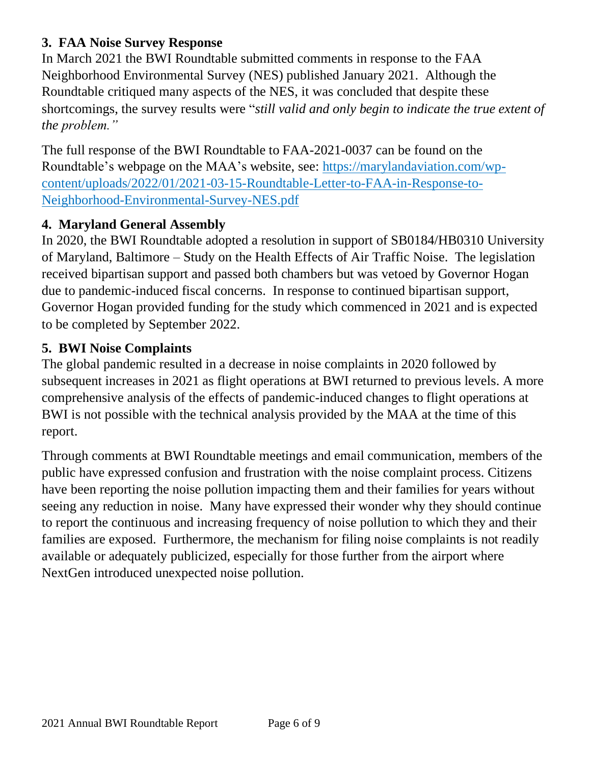### 3. FAA Noise Survey Response

In March 2021 the BWI Roundtable submitted comments in response to the FAA Neighborhood Environmental Survey (NES) published January 2021. Although the Roundtable critiqued many aspects of the NES, it was concluded that despite these shortcomings, the survey results were "*still valid and only begin to indicate the true extent of the problem.*"

The full response of the BWI Roundtable to FAA-2021-0037 can be found on the Roundtable's webpage on the MAA's website, see: [https://marylandaviation.com/wp-content/uploads/2022/01/2021-03-15-Roundtable-Letter-to-FAA-in-Response-to-Neighborhood-Environmental-Survey-NES.pdf](https://marylandaviation.com/wp-content/uploads/2022/01/2021-03-15-Roundtable-Letter-to-FAA-in-Response-to-Neighborhood-Environmental-Survey-NES.pdf)

### 4. Maryland General Assembly

In 2020, the BWI Roundtable adopted a resolution in support of SB0184/HB0310 University of Maryland, Baltimore – Study on the Health Effects of Air Traffic Noise. The legislation received bipartisan support and passed both chambers but was vetoed by Governor Hogan due to pandemic-induced fiscal concerns. In response to continued bipartisan support, Governor Hogan provided funding for the study which commenced in 2021 and is expected to be completed by September 2022.

### 5. BWI Noise Complaints

The global pandemic resulted in a decrease in noise complaints in 2020 followed by subsequent increases in 2021 as flight operations at BWI returned to previous levels. A more comprehensive analysis of the effects of pandemic-induced changes to flight operations at BWI is not possible with the technical analysis provided by the MAA at the time of this report.

Through comments at BWI Roundtable meetings and email communication, members of the public have expressed confusion and frustration with the noise complaint process. Citizens have been reporting the noise pollution impacting them and their families for years without seeing any reduction in noise. Many have expressed their wonder why they should continue to report the continuous and increasing frequency of noise pollution to which they and their families are exposed. Furthermore, the mechanism for filing noise complaints is not readily available or adequately publicized, especially for those further from the airport where NextGen introduced unexpected noise pollution.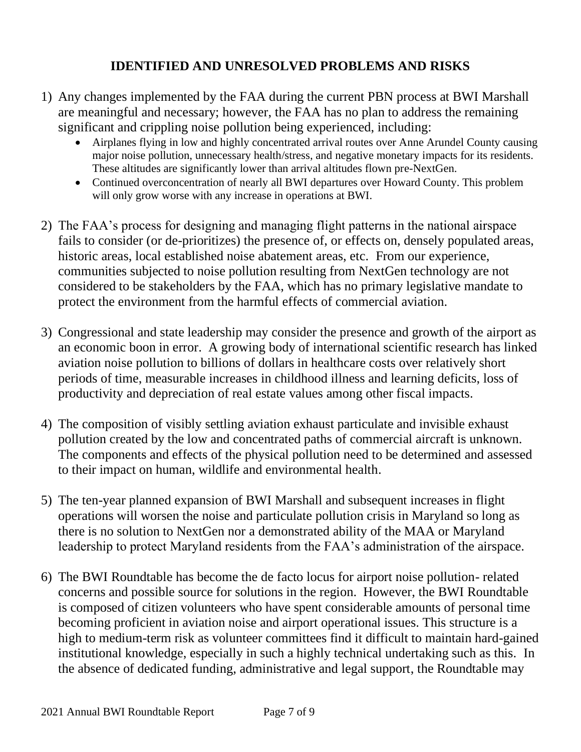## IDENTIFIED AND UNRESOLVED PROBLEMS AND RISKS

1) Any changes implemented by the FAA during the current PBN process at BWI Marshall are meaningful and necessary; however, the FAA has no plan to address the remaining significant and crippling noise pollution being experienced, including:
   - Airplanes flying in low and highly concentrated arrival routes over Anne Arundel County causing major noise pollution, unnecessary health/stress, and negative monetary impacts for its residents. These altitudes are significantly lower than arrival altitudes flown pre-NextGen.
   - Continued overconcentration of nearly all BWI departures over Howard County. This problem will only grow worse with any increase in operations at BWI.

2) The FAA's process for designing and managing flight patterns in the national airspace fails to consider (or de-prioritizes) the presence of, or effects on, densely populated areas, historic areas, local established noise abatement areas, etc. From our experience, communities subjected to noise pollution resulting from NextGen technology are not considered to be stakeholders by the FAA, which has no primary legislative mandate to protect the environment from the harmful effects of commercial aviation.

3) Congressional and state leadership may consider the presence and growth of the airport as an economic boon in error. A growing body of international scientific research has linked aviation noise pollution to billions of dollars in healthcare costs over relatively short periods of time, measurable increases in childhood illness and learning deficits, loss of productivity and depreciation of real estate values among other fiscal impacts.

4) The composition of visibly settling aviation exhaust particulate and invisible exhaust pollution created by the low and concentrated paths of commercial aircraft is unknown. The components and effects of the physical pollution need to be determined and assessed to their impact on human, wildlife and environmental health.

5) The ten-year planned expansion of BWI Marshall and subsequent increases in flight operations will worsen the noise and particulate pollution crisis in Maryland so long as there is no solution to NextGen nor a demonstrated ability of the MAA or Maryland leadership to protect Maryland residents from the FAA's administration of the airspace.

6) The BWI Roundtable has become the de facto locus for airport noise pollution- related concerns and possible source for solutions in the region. However, the BWI Roundtable is composed of citizen volunteers who have spent considerable amounts of personal time becoming proficient in aviation noise and airport operational issues. This structure is a high to medium-term risk as volunteer committees find it difficult to maintain hard-gained institutional knowledge, especially in such a highly technical undertaking such as this. In the absence of dedicated funding, administrative and legal support, the Roundtable may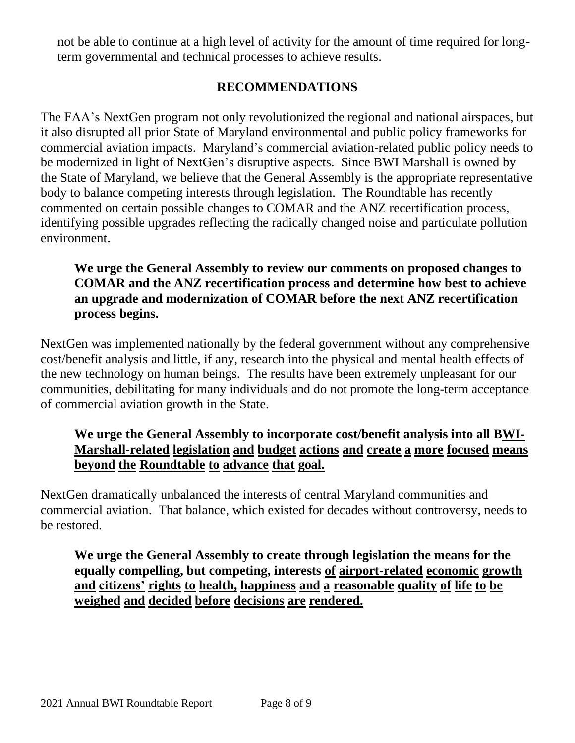not be able to continue at a high level of activity for the amount of time required for long-term governmental and technical processes to achieve results.

## RECOMMENDATIONS

The FAA's NextGen program not only revolutionized the regional and national airspaces, but it also disrupted all prior State of Maryland environmental and public policy frameworks for commercial aviation impacts. Maryland's commercial aviation-related public policy needs to be modernized in light of NextGen's disruptive aspects. Since BWI Marshall is owned by the State of Maryland, we believe that the General Assembly is the appropriate representative body to balance competing interests through legislation. The Roundtable has recently commented on certain possible changes to COMAR and the ANZ recertification process, identifying possible upgrades reflecting the radically changed noise and particulate pollution environment.

> **We urge the General Assembly to review our comments on proposed changes to COMAR and the ANZ recertification process and determine how best to achieve an upgrade and modernization of COMAR before the next ANZ recertification process begins.**

NextGen was implemented nationally by the federal government without any comprehensive cost/benefit analysis and little, if any, research into the physical and mental health effects of the new technology on human beings. The results have been extremely unpleasant for our communities, debilitating for many individuals and do not promote the long-term acceptance of commercial aviation growth in the State.

> **We urge the General Assembly to incorporate cost/benefit analysis into all BWI-Marshall-related legislation and budget actions and create a more focused means beyond the Roundtable to advance that goal.**

NextGen dramatically unbalanced the interests of central Maryland communities and commercial aviation. That balance, which existed for decades without controversy, needs to be restored.

> **We urge the General Assembly to create through legislation the means for the equally compelling, but competing, interests of airport-related economic growth and citizens' rights to health, happiness and a reasonable quality of life to be weighed and decided before decisions are rendered.**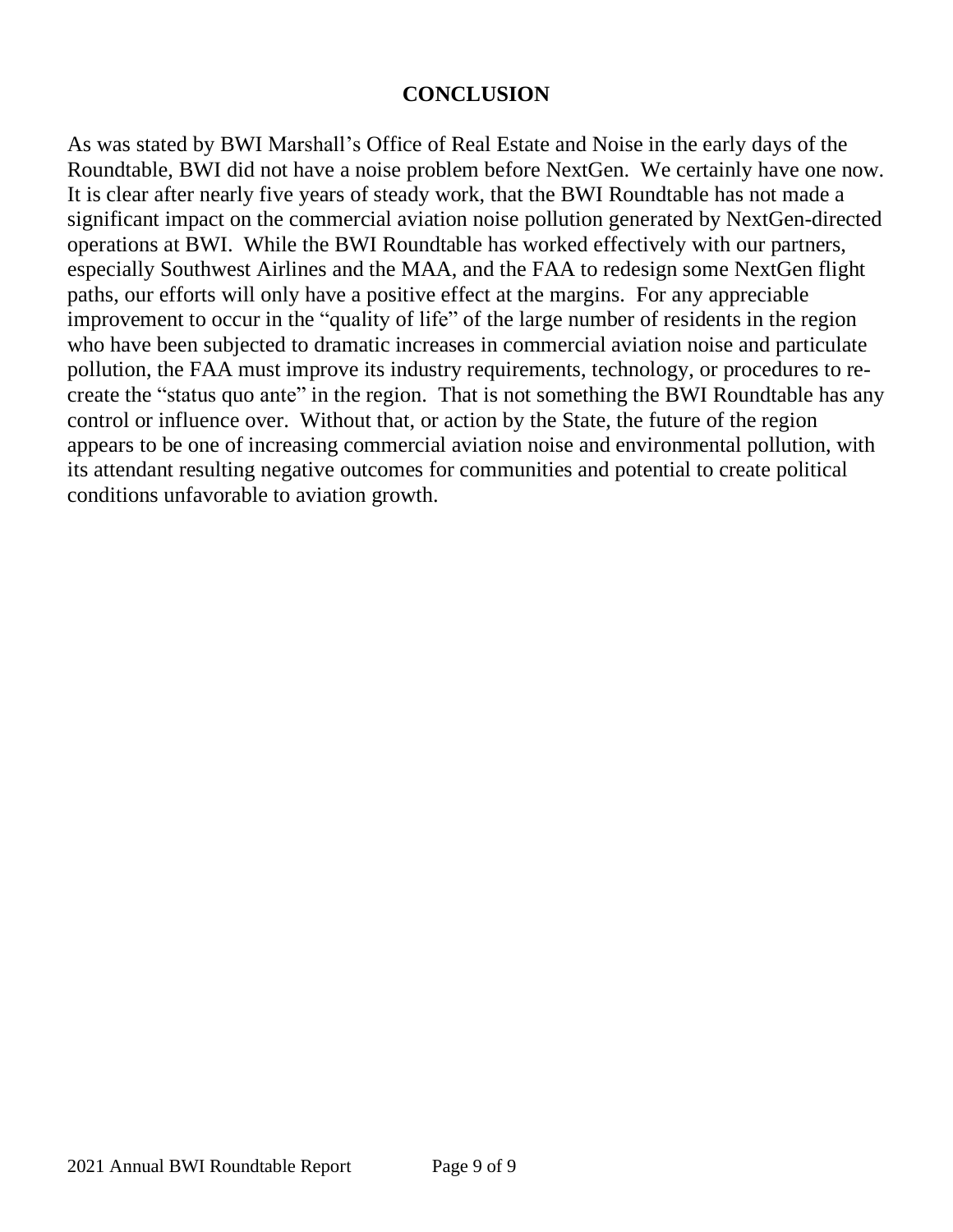## CONCLUSION

As was stated by BWI Marshall's Office of Real Estate and Noise in the early days of the Roundtable, BWI did not have a noise problem before NextGen. We certainly have one now. It is clear after nearly five years of steady work, that the BWI Roundtable has not made a significant impact on the commercial aviation noise pollution generated by NextGen-directed operations at BWI. While the BWI Roundtable has worked effectively with our partners, especially Southwest Airlines and the MAA, and the FAA to redesign some NextGen flight paths, our efforts will only have a positive effect at the margins. For any appreciable improvement to occur in the "quality of life" of the large number of residents in the region who have been subjected to dramatic increases in commercial aviation noise and particulate pollution, the FAA must improve its industry requirements, technology, or procedures to re-create the "status quo ante" in the region. That is not something the BWI Roundtable has any control or influence over. Without that, or action by the State, the future of the region appears to be one of increasing commercial aviation noise and environmental pollution, with its attendant resulting negative outcomes for communities and potential to create political conditions unfavorable to aviation growth.